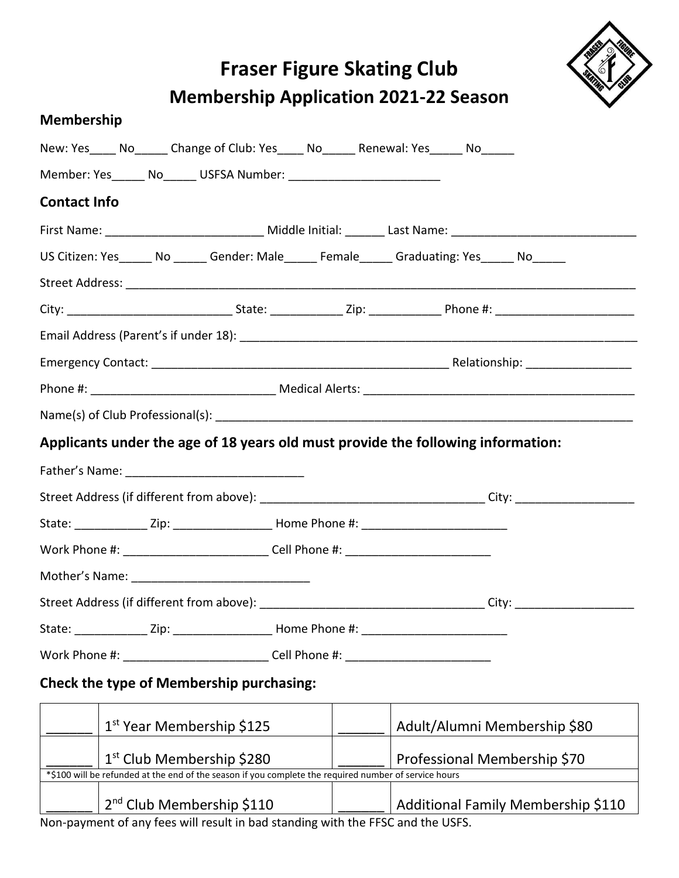# Fraser Figure Skating Club

## Membership Application 2021-22 Season

### Membership

New: Yes____ No_____ Change of Club: Yes____ No_____ Renewal: Yes_____ No_____

Member: Yes_____ No_____ USFSA Number: _______________________

### Contact Info

First Name: ________________________ Middle Initial: ______ Last Name: ____________________________

US Citizen: Yes_____ No _____ Gender: Male_____ Female_____ Graduating: Yes_____ No_____

Street Address: ________________________________________________________________________________

City: _________________________ State: ___________ Zip: ___________ Phone #: _____________________

Email Address (Parent's if under 18): _______________________________________________________________

Emergency Contact: ______________________________________________ Relationship: ________________

Phone #: ___________________________ Medical Alerts: __________________________________________

Name(s) of Club Professional(s): __________________________________________________________________

### Applicants under the age of 18 years old must provide the following information:

Father's Name: ___________________________

Street Address (if different from above): __________________________________ City: __________________

State: ___________ Zip: _______________ Home Phone #: ______________________

Work Phone #: ______________________ Cell Phone #: ______________________

Mother's Name: ___________________________

Street Address (if different from above): __________________________________ City: __________________

State: ___________ Zip: _______________ Home Phone #: ______________________

Work Phone #: ______________________ Cell Phone #: ______________________

### Check the type of Membership purchasing:

| | | | |
|---|---|---|---|
| ______ | 1st Year Membership $125 | ______ | Adult/Alumni Membership $80 |
| ______ | 1st Club Membership $280 | ______ | Professional Membership $70 |
| *$100 will be refunded at the end of the season if you complete the required number of service hours | | | |
| ______ | 2nd Club Membership $110 | ______ | Additional Family Membership $110 |

Non-payment of any fees will result in bad standing with the FFSC and the USFS.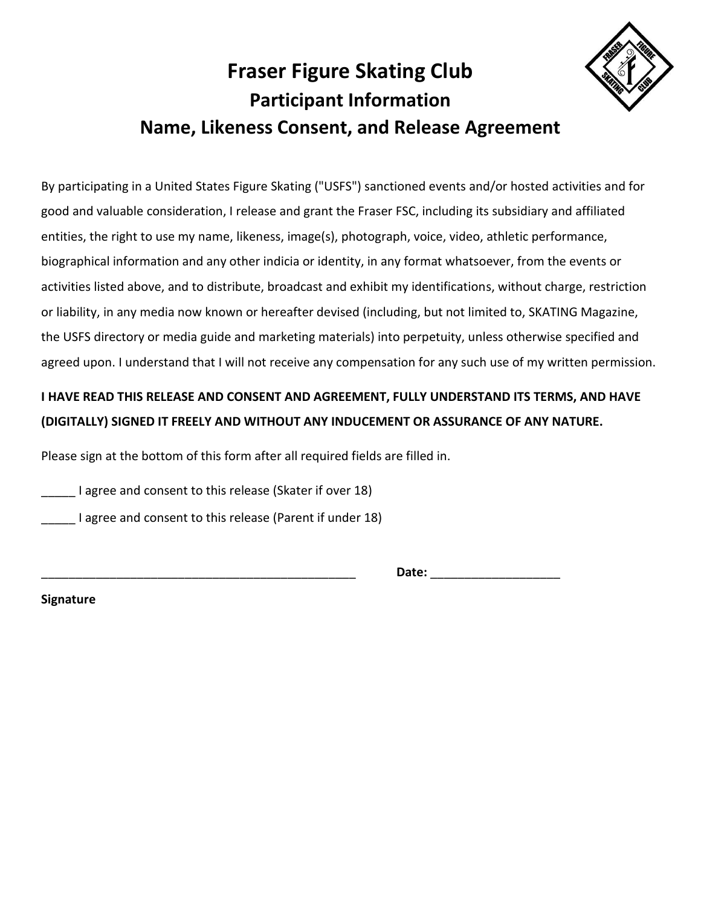# Fraser Figure Skating Club

## Participant Information

## Name, Likeness Consent, and Release Agreement

By participating in a United States Figure Skating ("USFS") sanctioned events and/or hosted activities and for good and valuable consideration, I release and grant the Fraser FSC, including its subsidiary and affiliated entities, the right to use my name, likeness, image(s), photograph, voice, video, athletic performance, biographical information and any other indicia or identity, in any format whatsoever, from the events or activities listed above, and to distribute, broadcast and exhibit my identifications, without charge, restriction or liability, in any media now known or hereafter devised (including, but not limited to, SKATING Magazine, the USFS directory or media guide and marketing materials) into perpetuity, unless otherwise specified and agreed upon. I understand that I will not receive any compensation for any such use of my written permission.

**I HAVE READ THIS RELEASE AND CONSENT AND AGREEMENT, FULLY UNDERSTAND ITS TERMS, AND HAVE (DIGITALLY) SIGNED IT FREELY AND WITHOUT ANY INDUCEMENT OR ASSURANCE OF ANY NATURE.**

Please sign at the bottom of this form after all required fields are filled in.

_____ I agree and consent to this release (Skater if over 18)

_____ I agree and consent to this release (Parent if under 18)

_______________________________________________ **Date:** ___________________

**Signature**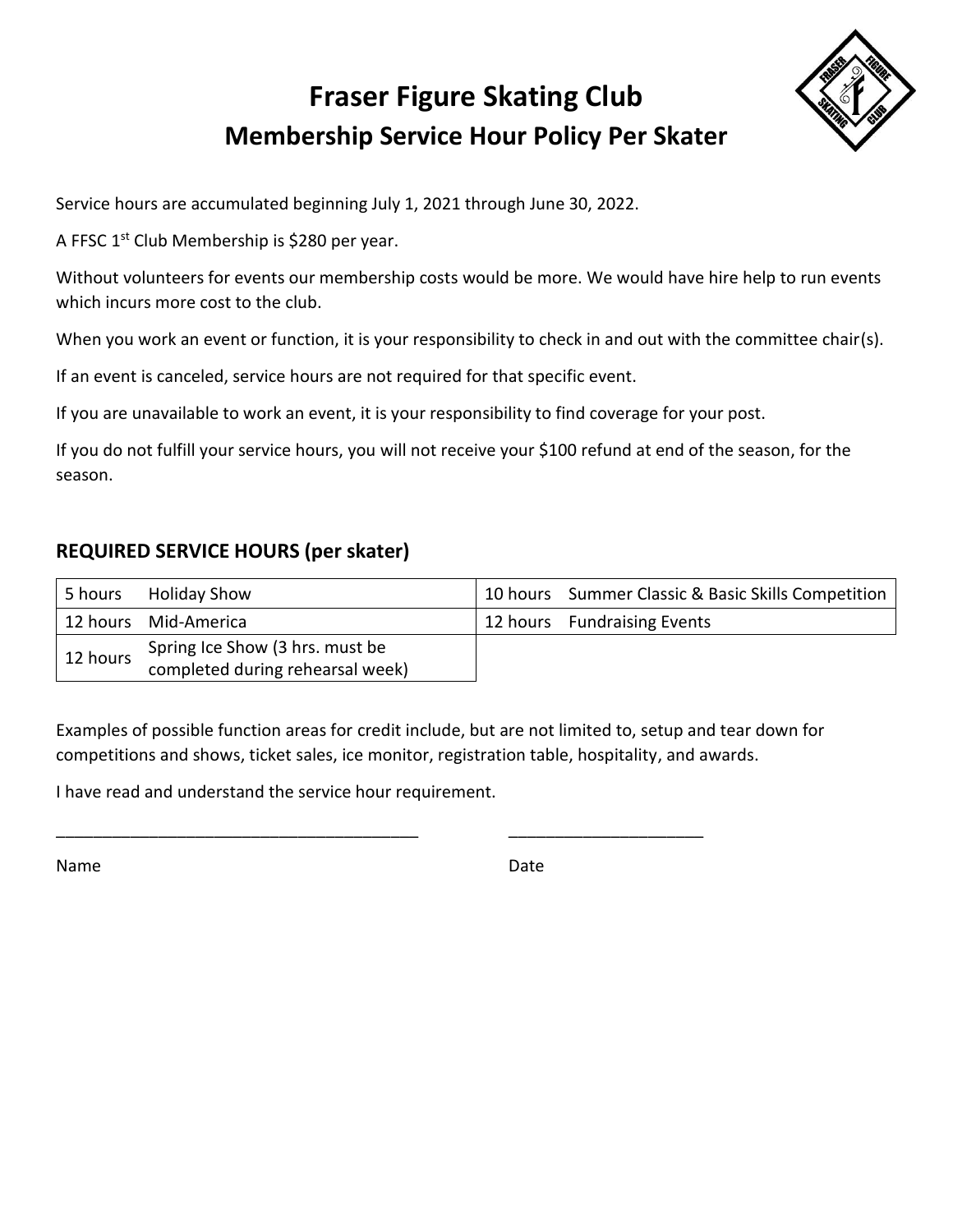# Fraser Figure Skating Club
## Membership Service Hour Policy Per Skater

Service hours are accumulated beginning July 1, 2021 through June 30, 2022.

A FFSC 1st Club Membership is $280 per year.

Without volunteers for events our membership costs would be more. We would have hire help to run events which incurs more cost to the club.

When you work an event or function, it is your responsibility to check in and out with the committee chair(s).

If an event is canceled, service hours are not required for that specific event.

If you are unavailable to work an event, it is your responsibility to find coverage for your post.

If you do not fulfill your service hours, you will not receive your $100 refund at end of the season, for the season.

### REQUIRED SERVICE HOURS (per skater)

| Hours | Event | Hours | Event |
|---|---|---|---|
| 5 hours | Holiday Show | 10 hours | Summer Classic & Basic Skills Competition |
| 12 hours | Mid-America | 12 hours | Fundraising Events |
| 12 hours | Spring Ice Show (3 hrs. must be completed during rehearsal week) | | |

Examples of possible function areas for credit include, but are not limited to, setup and tear down for competitions and shows, ticket sales, ice monitor, registration table, hospitality, and awards.

I have read and understand the service hour requirement.

_______________________________________ _____________________

Name Date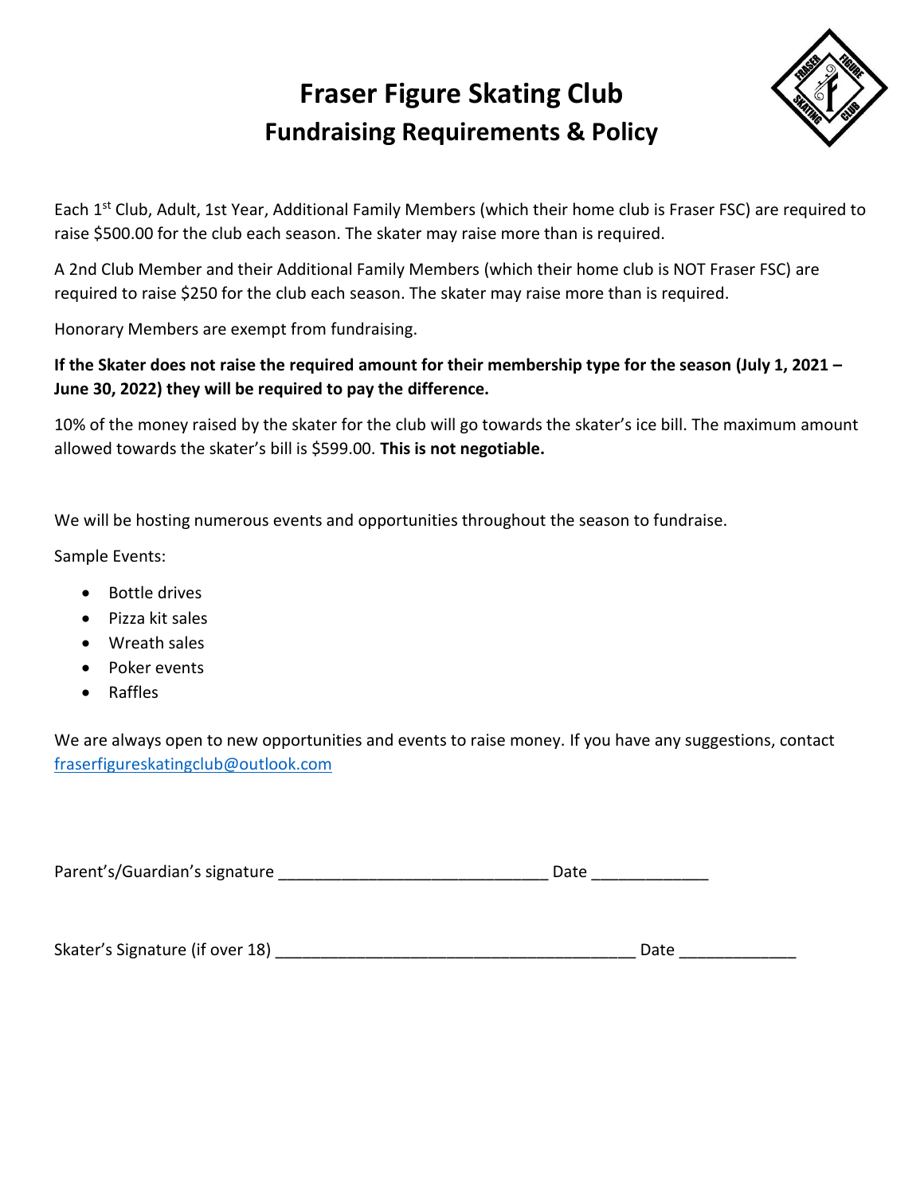# Fraser Figure Skating Club
## Fundraising Requirements & Policy

Each 1st Club, Adult, 1st Year, Additional Family Members (which their home club is Fraser FSC) are required to raise $500.00 for the club each season. The skater may raise more than is required.

A 2nd Club Member and their Additional Family Members (which their home club is NOT Fraser FSC) are required to raise $250 for the club each season. The skater may raise more than is required.

Honorary Members are exempt from fundraising.

**If the Skater does not raise the required amount for their membership type for the season (July 1, 2021 – June 30, 2022) they will be required to pay the difference.**

10% of the money raised by the skater for the club will go towards the skater's ice bill. The maximum amount allowed towards the skater's bill is $599.00. **This is not negotiable.**

We will be hosting numerous events and opportunities throughout the season to fundraise.

Sample Events:

- Bottle drives
- Pizza kit sales
- Wreath sales
- Poker events
- Raffles

We are always open to new opportunities and events to raise money. If you have any suggestions, contact fraserfigureskatingclub@outlook.com

Parent's/Guardian's signature ______________________________ Date _____________

Skater's Signature (if over 18) ________________________________________ Date _____________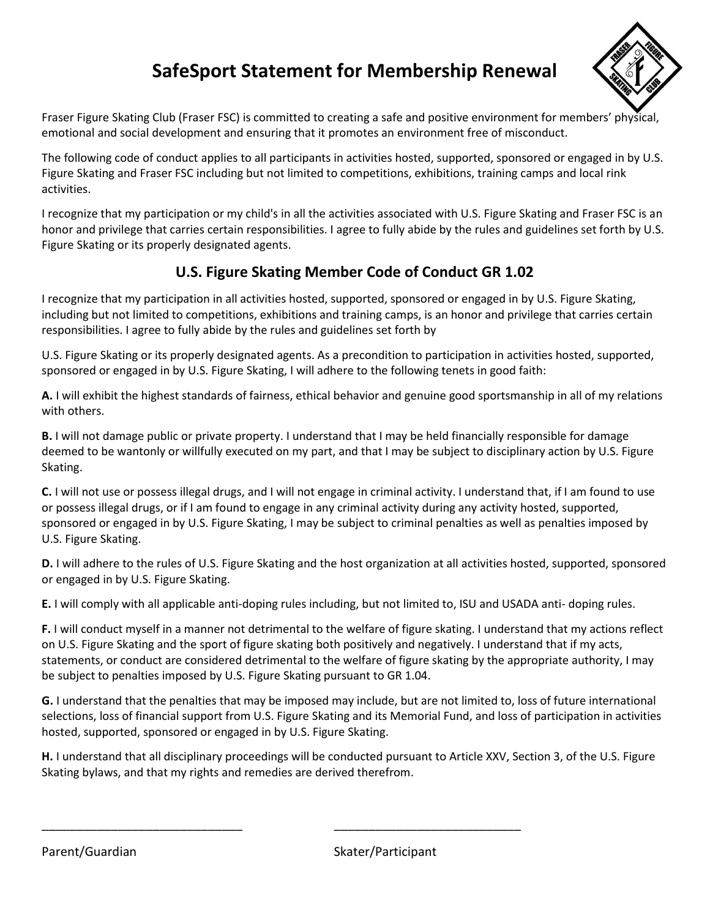# SafeSport Statement for Membership Renewal

Fraser Figure Skating Club (Fraser FSC) is committed to creating a safe and positive environment for members' physical, emotional and social development and ensuring that it promotes an environment free of misconduct.

The following code of conduct applies to all participants in activities hosted, supported, sponsored or engaged in by U.S. Figure Skating and Fraser FSC including but not limited to competitions, exhibitions, training camps and local rink activities.

I recognize that my participation or my child's in all the activities associated with U.S. Figure Skating and Fraser FSC is an honor and privilege that carries certain responsibilities. I agree to fully abide by the rules and guidelines set forth by U.S. Figure Skating or its properly designated agents.

## U.S. Figure Skating Member Code of Conduct GR 1.02

I recognize that my participation in all activities hosted, supported, sponsored or engaged in by U.S. Figure Skating, including but not limited to competitions, exhibitions and training camps, is an honor and privilege that carries certain responsibilities. I agree to fully abide by the rules and guidelines set forth by

U.S. Figure Skating or its properly designated agents. As a precondition to participation in activities hosted, supported, sponsored or engaged in by U.S. Figure Skating, I will adhere to the following tenets in good faith:

**A.** I will exhibit the highest standards of fairness, ethical behavior and genuine good sportsmanship in all of my relations with others.

**B.** I will not damage public or private property. I understand that I may be held financially responsible for damage deemed to be wantonly or willfully executed on my part, and that I may be subject to disciplinary action by U.S. Figure Skating.

**C.** I will not use or possess illegal drugs, and I will not engage in criminal activity. I understand that, if I am found to use or possess illegal drugs, or if I am found to engage in any criminal activity during any activity hosted, supported, sponsored or engaged in by U.S. Figure Skating, I may be subject to criminal penalties as well as penalties imposed by U.S. Figure Skating.

**D.** I will adhere to the rules of U.S. Figure Skating and the host organization at all activities hosted, supported, sponsored or engaged in by U.S. Figure Skating.

**E.** I will comply with all applicable anti-doping rules including, but not limited to, ISU and USADA anti- doping rules.

**F.** I will conduct myself in a manner not detrimental to the welfare of figure skating. I understand that my actions reflect on U.S. Figure Skating and the sport of figure skating both positively and negatively. I understand that if my acts, statements, or conduct are considered detrimental to the welfare of figure skating by the appropriate authority, I may be subject to penalties imposed by U.S. Figure Skating pursuant to GR 1.04.

**G.** I understand that the penalties that may be imposed may include, but are not limited to, loss of future international selections, loss of financial support from U.S. Figure Skating and its Memorial Fund, and loss of participation in activities hosted, supported, sponsored or engaged in by U.S. Figure Skating.

**H.** I understand that all disciplinary proceedings will be conducted pursuant to Article XXV, Section 3, of the U.S. Figure Skating bylaws, and that my rights and remedies are derived therefrom.

______________________________ ______________________________

Parent/Guardian Skater/Participant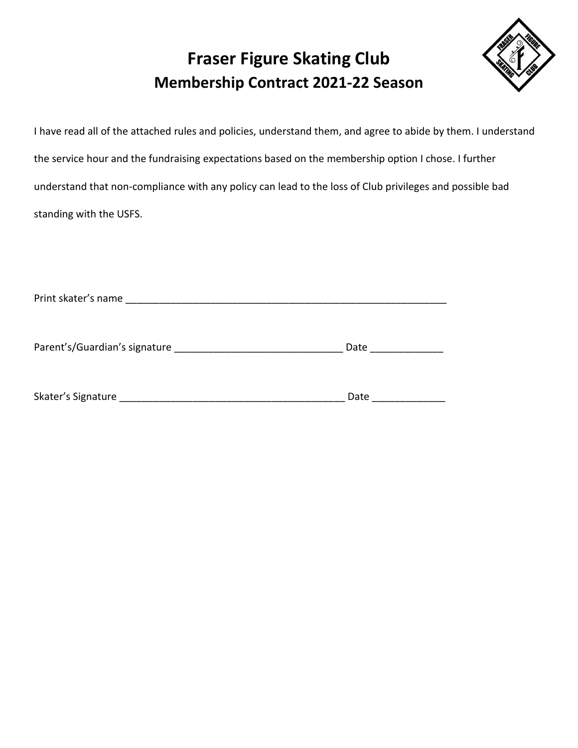# Fraser Figure Skating Club

## Membership Contract 2021-22 Season

I have read all of the attached rules and policies, understand them, and agree to abide by them. I understand the service hour and the fundraising expectations based on the membership option I chose. I further understand that non-compliance with any policy can lead to the loss of Club privileges and possible bad standing with the USFS.

Print skater's name ____________________________________________________________

Parent's/Guardian's signature ______________________________ Date _____________

Skater's Signature ________________________________________ Date _____________